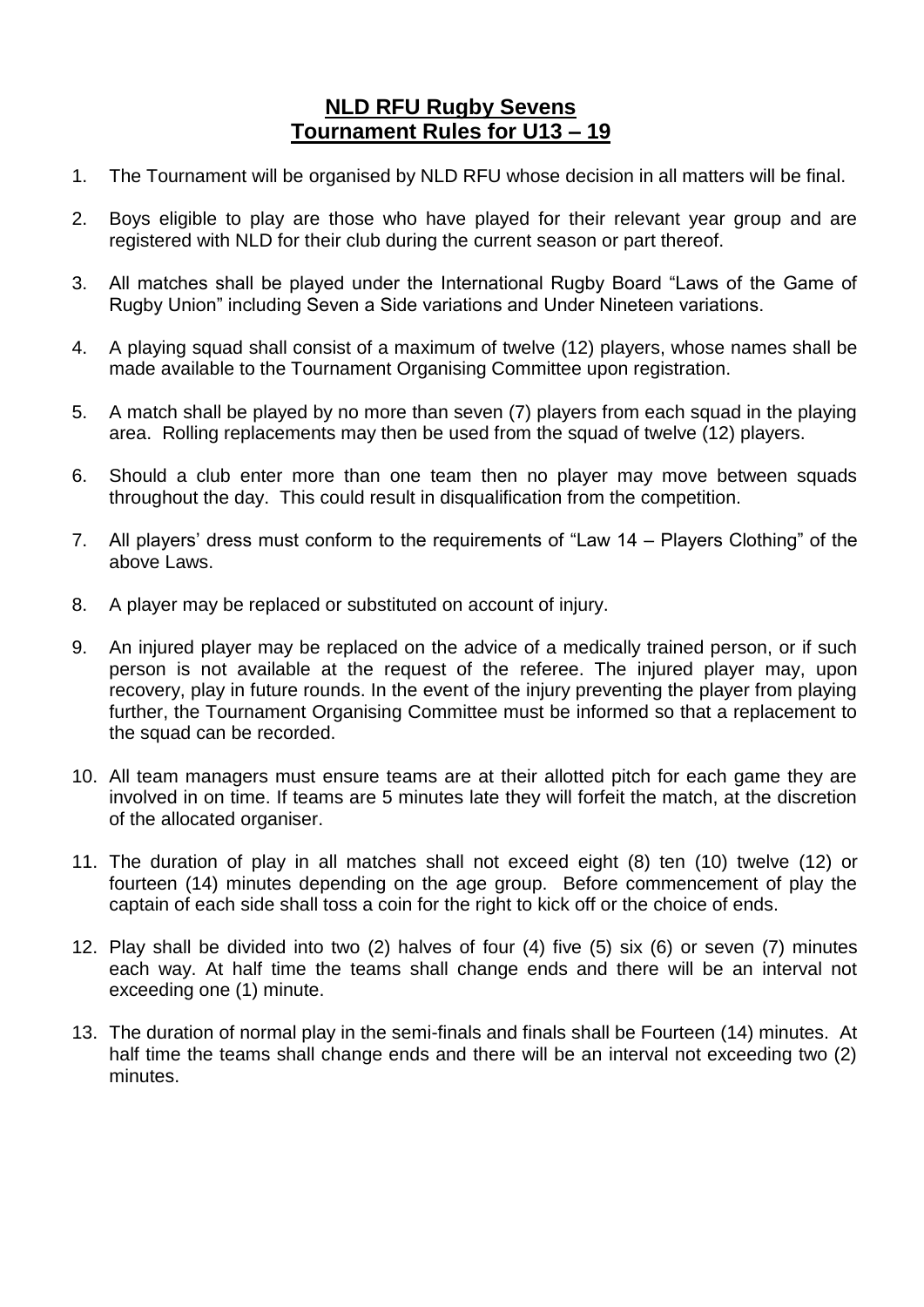# NLD RFU Rugby Sevens
## Tournament Rules for U13 – 19

1. The Tournament will be organised by NLD RFU whose decision in all matters will be final.

2. Boys eligible to play are those who have played for their relevant year group and are registered with NLD for their club during the current season or part thereof.

3. All matches shall be played under the International Rugby Board "Laws of the Game of Rugby Union" including Seven a Side variations and Under Nineteen variations.

4. A playing squad shall consist of a maximum of twelve (12) players, whose names shall be made available to the Tournament Organising Committee upon registration.

5. A match shall be played by no more than seven (7) players from each squad in the playing area. Rolling replacements may then be used from the squad of twelve (12) players.

6. Should a club enter more than one team then no player may move between squads throughout the day. This could result in disqualification from the competition.

7. All players' dress must conform to the requirements of "Law 14 – Players Clothing" of the above Laws.

8. A player may be replaced or substituted on account of injury.

9. An injured player may be replaced on the advice of a medically trained person, or if such person is not available at the request of the referee. The injured player may, upon recovery, play in future rounds. In the event of the injury preventing the player from playing further, the Tournament Organising Committee must be informed so that a replacement to the squad can be recorded.

10. All team managers must ensure teams are at their allotted pitch for each game they are involved in on time. If teams are 5 minutes late they will forfeit the match, at the discretion of the allocated organiser.

11. The duration of play in all matches shall not exceed eight (8) ten (10) twelve (12) or fourteen (14) minutes depending on the age group. Before commencement of play the captain of each side shall toss a coin for the right to kick off or the choice of ends.

12. Play shall be divided into two (2) halves of four (4) five (5) six (6) or seven (7) minutes each way. At half time the teams shall change ends and there will be an interval not exceeding one (1) minute.

13. The duration of normal play in the semi-finals and finals shall be Fourteen (14) minutes. At half time the teams shall change ends and there will be an interval not exceeding two (2) minutes.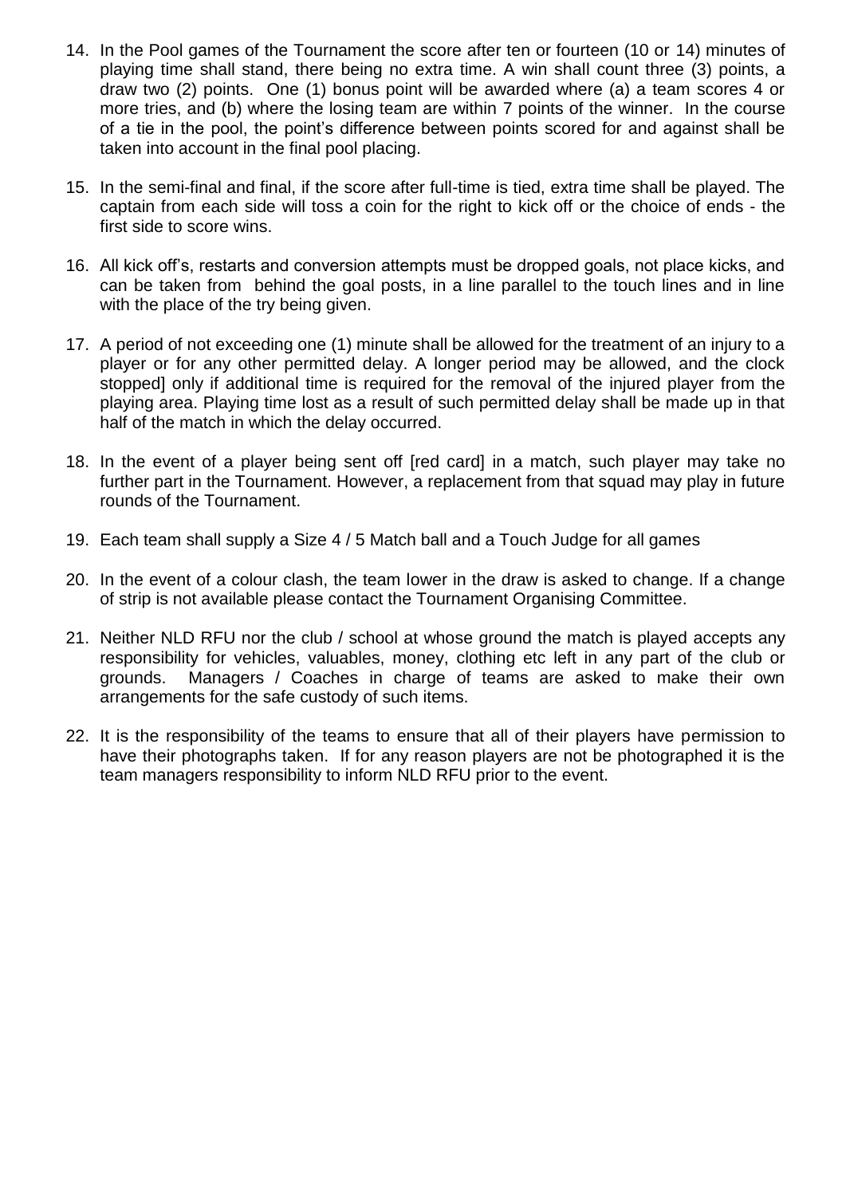14. In the Pool games of the Tournament the score after ten or fourteen (10 or 14) minutes of playing time shall stand, there being no extra time. A win shall count three (3) points, a draw two (2) points. One (1) bonus point will be awarded where (a) a team scores 4 or more tries, and (b) where the losing team are within 7 points of the winner. In the course of a tie in the pool, the point's difference between points scored for and against shall be taken into account in the final pool placing.

15. In the semi-final and final, if the score after full-time is tied, extra time shall be played. The captain from each side will toss a coin for the right to kick off or the choice of ends - the first side to score wins.

16. All kick off's, restarts and conversion attempts must be dropped goals, not place kicks, and can be taken from behind the goal posts, in a line parallel to the touch lines and in line with the place of the try being given.

17. A period of not exceeding one (1) minute shall be allowed for the treatment of an injury to a player or for any other permitted delay. A longer period may be allowed, and the clock stopped] only if additional time is required for the removal of the injured player from the playing area. Playing time lost as a result of such permitted delay shall be made up in that half of the match in which the delay occurred.

18. In the event of a player being sent off [red card] in a match, such player may take no further part in the Tournament. However, a replacement from that squad may play in future rounds of the Tournament.

19. Each team shall supply a Size 4 / 5 Match ball and a Touch Judge for all games

20. In the event of a colour clash, the team lower in the draw is asked to change. If a change of strip is not available please contact the Tournament Organising Committee.

21. Neither NLD RFU nor the club / school at whose ground the match is played accepts any responsibility for vehicles, valuables, money, clothing etc left in any part of the club or grounds. Managers / Coaches in charge of teams are asked to make their own arrangements for the safe custody of such items.

22. It is the responsibility of the teams to ensure that all of their players have permission to have their photographs taken. If for any reason players are not be photographed it is the team managers responsibility to inform NLD RFU prior to the event.